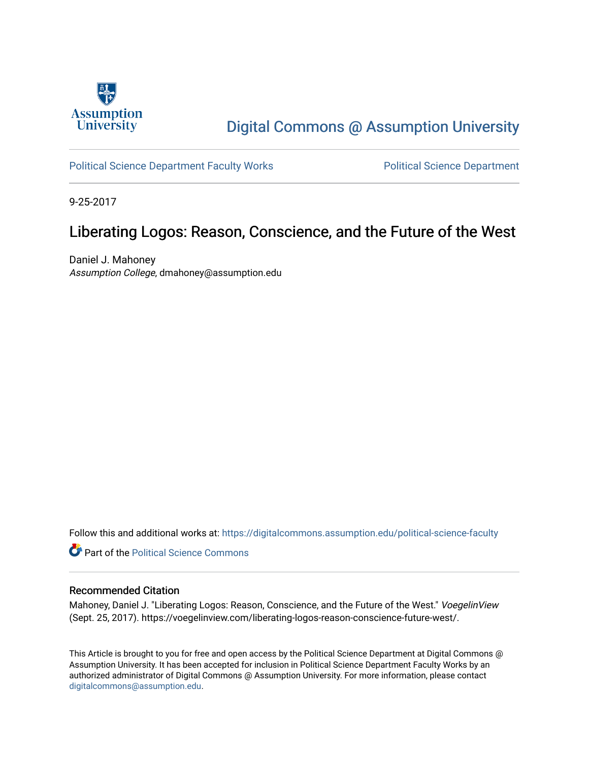Assumption University

Digital Commons @ Assumption University

Political Science Department Faculty Works

Political Science Department

9-25-2017

# Liberating Logos: Reason, Conscience, and the Future of the West

Daniel J. Mahoney
*Assumption College*, dmahoney@assumption.edu

Follow this and additional works at: https://digitalcommons.assumption.edu/political-science-faculty

Part of the Political Science Commons

## Recommended Citation

Mahoney, Daniel J. "Liberating Logos: Reason, Conscience, and the Future of the West." *VoegelinView* (Sept. 25, 2017). https://voegelinview.com/liberating-logos-reason-conscience-future-west/.

This Article is brought to you for free and open access by the Political Science Department at Digital Commons @ Assumption University. It has been accepted for inclusion in Political Science Department Faculty Works by an authorized administrator of Digital Commons @ Assumption University. For more information, please contact digitalcommons@assumption.edu.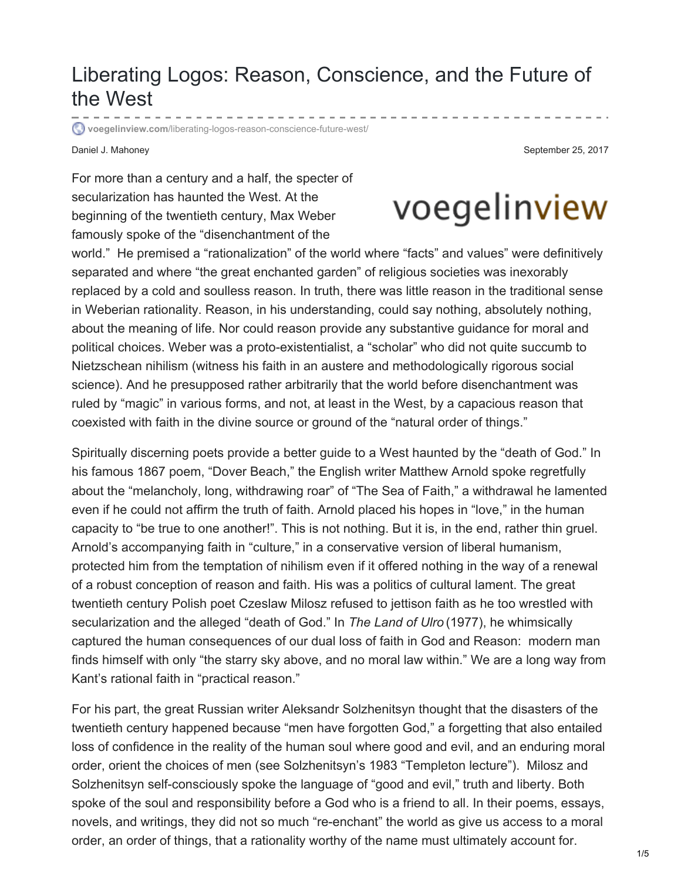# Liberating Logos: Reason, Conscience, and the Future of the West

voegelinview.com/liberating-logos-reason-conscience-future-west/

Daniel J. Mahoney

September 25, 2017

For more than a century and a half, the specter of secularization has haunted the West. At the beginning of the twentieth century, Max Weber famously spoke of the "disenchantment of the world." He premised a "rationalization" of the world where "facts" and values" were definitively separated and where "the great enchanted garden" of religious societies was inexorably replaced by a cold and soulless reason. In truth, there was little reason in the traditional sense in Weberian rationality. Reason, in his understanding, could say nothing, absolutely nothing, about the meaning of life. Nor could reason provide any substantive guidance for moral and political choices. Weber was a proto-existentialist, a "scholar" who did not quite succumb to Nietzschean nihilism (witness his faith in an austere and methodologically rigorous social science). And he presupposed rather arbitrarily that the world before disenchantment was ruled by "magic" in various forms, and not, at least in the West, by a capacious reason that coexisted with faith in the divine source or ground of the "natural order of things."

Spiritually discerning poets provide a better guide to a West haunted by the "death of God." In his famous 1867 poem, "Dover Beach," the English writer Matthew Arnold spoke regretfully about the "melancholy, long, withdrawing roar" of "The Sea of Faith," a withdrawal he lamented even if he could not affirm the truth of faith. Arnold placed his hopes in "love," in the human capacity to "be true to one another!". This is not nothing. But it is, in the end, rather thin gruel. Arnold's accompanying faith in "culture," in a conservative version of liberal humanism, protected him from the temptation of nihilism even if it offered nothing in the way of a renewal of a robust conception of reason and faith. His was a politics of cultural lament. The great twentieth century Polish poet Czeslaw Milosz refused to jettison faith as he too wrestled with secularization and the alleged "death of God." In *The Land of Ulro* (1977), he whimsically captured the human consequences of our dual loss of faith in God and Reason: modern man finds himself with only "the starry sky above, and no moral law within." We are a long way from Kant's rational faith in "practical reason."

For his part, the great Russian writer Aleksandr Solzhenitsyn thought that the disasters of the twentieth century happened because "men have forgotten God," a forgetting that also entailed loss of confidence in the reality of the human soul where good and evil, and an enduring moral order, orient the choices of men (see Solzhenitsyn's 1983 "Templeton lecture"). Milosz and Solzhenitsyn self-consciously spoke the language of "good and evil," truth and liberty. Both spoke of the soul and responsibility before a God who is a friend to all. In their poems, essays, novels, and writings, they did not so much "re-enchant" the world as give us access to a moral order, an order of things, that a rationality worthy of the name must ultimately account for.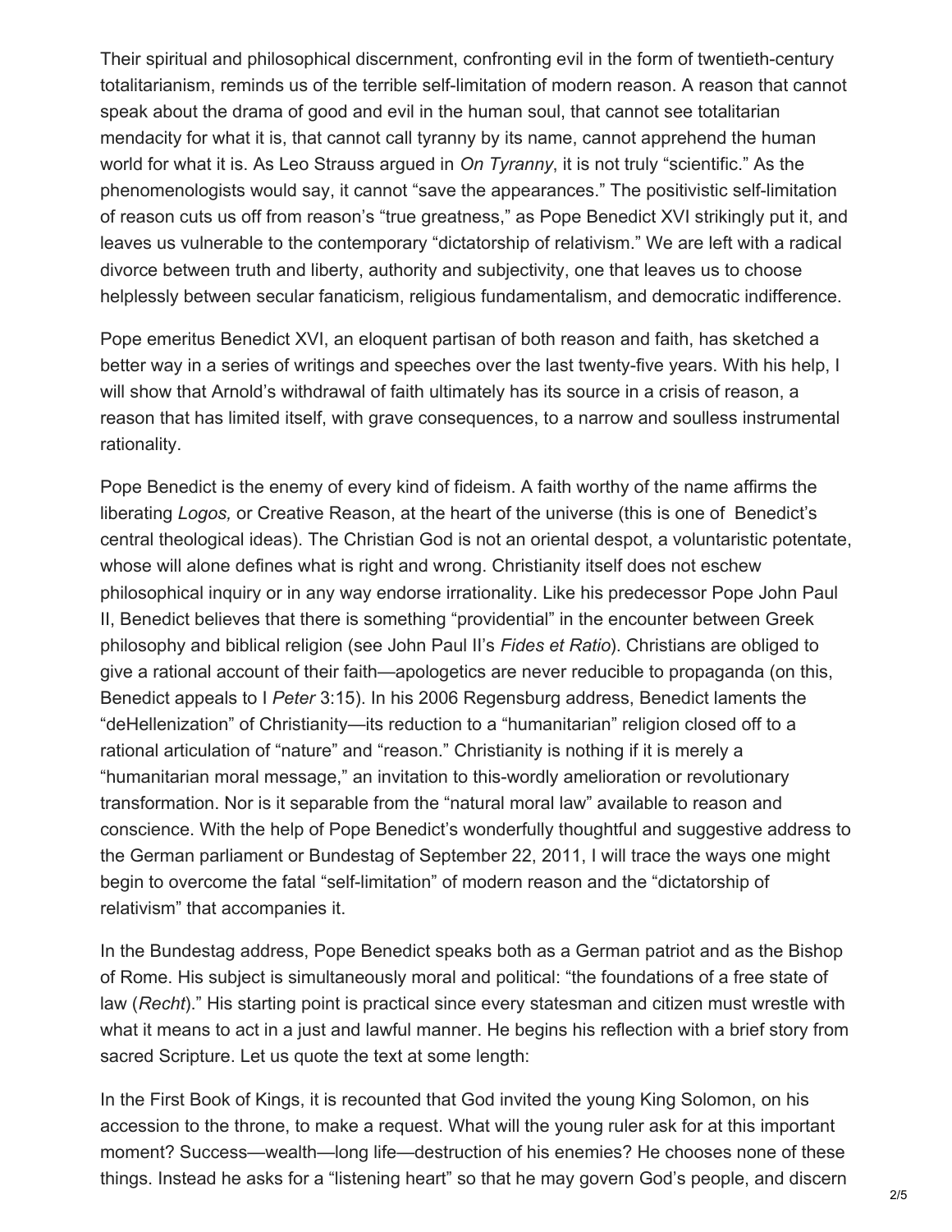Their spiritual and philosophical discernment, confronting evil in the form of twentieth-century totalitarianism, reminds us of the terrible self-limitation of modern reason. A reason that cannot speak about the drama of good and evil in the human soul, that cannot see totalitarian mendacity for what it is, that cannot call tyranny by its name, cannot apprehend the human world for what it is. As Leo Strauss argued in *On Tyranny*, it is not truly "scientific." As the phenomenologists would say, it cannot "save the appearances." The positivistic self-limitation of reason cuts us off from reason's "true greatness," as Pope Benedict XVI strikingly put it, and leaves us vulnerable to the contemporary "dictatorship of relativism." We are left with a radical divorce between truth and liberty, authority and subjectivity, one that leaves us to choose helplessly between secular fanaticism, religious fundamentalism, and democratic indifference.

Pope emeritus Benedict XVI, an eloquent partisan of both reason and faith, has sketched a better way in a series of writings and speeches over the last twenty-five years. With his help, I will show that Arnold's withdrawal of faith ultimately has its source in a crisis of reason, a reason that has limited itself, with grave consequences, to a narrow and soulless instrumental rationality.

Pope Benedict is the enemy of every kind of fideism. A faith worthy of the name affirms the liberating *Logos,* or Creative Reason, at the heart of the universe (this is one of Benedict's central theological ideas). The Christian God is not an oriental despot, a voluntaristic potentate, whose will alone defines what is right and wrong. Christianity itself does not eschew philosophical inquiry or in any way endorse irrationality. Like his predecessor Pope John Paul II, Benedict believes that there is something "providential" in the encounter between Greek philosophy and biblical religion (see John Paul II's *Fides et Ratio*). Christians are obliged to give a rational account of their faith—apologetics are never reducible to propaganda (on this, Benedict appeals to I *Peter* 3:15). In his 2006 Regensburg address, Benedict laments the "deHellenization" of Christianity—its reduction to a "humanitarian" religion closed off to a rational articulation of "nature" and "reason." Christianity is nothing if it is merely a "humanitarian moral message," an invitation to this-wordly amelioration or revolutionary transformation. Nor is it separable from the "natural moral law" available to reason and conscience. With the help of Pope Benedict's wonderfully thoughtful and suggestive address to the German parliament or Bundestag of September 22, 2011, I will trace the ways one might begin to overcome the fatal "self-limitation" of modern reason and the "dictatorship of relativism" that accompanies it.

In the Bundestag address, Pope Benedict speaks both as a German patriot and as the Bishop of Rome. His subject is simultaneously moral and political: "the foundations of a free state of law (*Recht*)." His starting point is practical since every statesman and citizen must wrestle with what it means to act in a just and lawful manner. He begins his reflection with a brief story from sacred Scripture. Let us quote the text at some length:

In the First Book of Kings, it is recounted that God invited the young King Solomon, on his accession to the throne, to make a request. What will the young ruler ask for at this important moment? Success—wealth—long life—destruction of his enemies? He chooses none of these things. Instead he asks for a "listening heart" so that he may govern God's people, and discern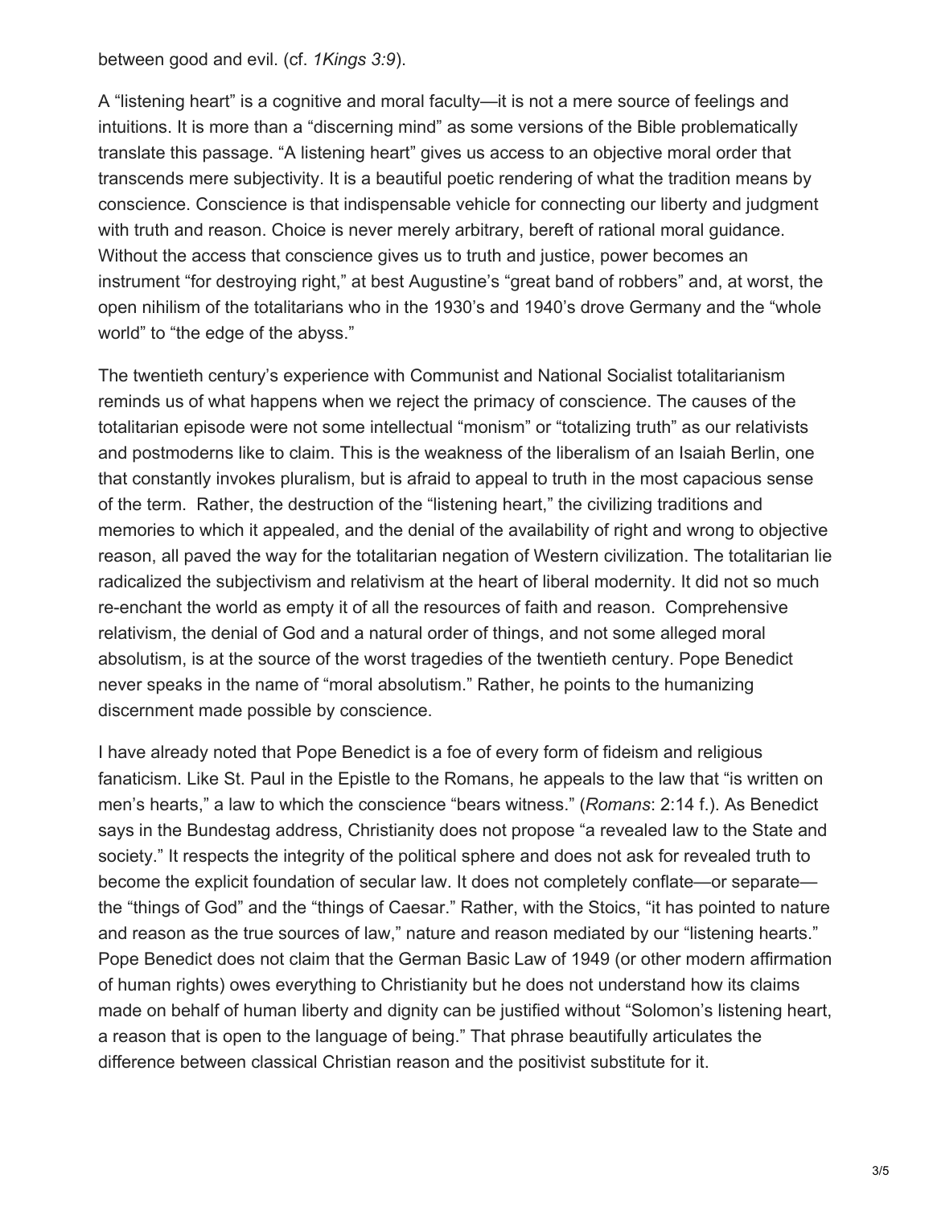between good and evil. (cf. *1Kings 3:9*).

A "listening heart" is a cognitive and moral faculty—it is not a mere source of feelings and intuitions. It is more than a "discerning mind" as some versions of the Bible problematically translate this passage. "A listening heart" gives us access to an objective moral order that transcends mere subjectivity. It is a beautiful poetic rendering of what the tradition means by conscience. Conscience is that indispensable vehicle for connecting our liberty and judgment with truth and reason. Choice is never merely arbitrary, bereft of rational moral guidance. Without the access that conscience gives us to truth and justice, power becomes an instrument "for destroying right," at best Augustine's "great band of robbers" and, at worst, the open nihilism of the totalitarians who in the 1930's and 1940's drove Germany and the "whole world" to "the edge of the abyss."

The twentieth century's experience with Communist and National Socialist totalitarianism reminds us of what happens when we reject the primacy of conscience. The causes of the totalitarian episode were not some intellectual "monism" or "totalizing truth" as our relativists and postmoderns like to claim. This is the weakness of the liberalism of an Isaiah Berlin, one that constantly invokes pluralism, but is afraid to appeal to truth in the most capacious sense of the term. Rather, the destruction of the "listening heart," the civilizing traditions and memories to which it appealed, and the denial of the availability of right and wrong to objective reason, all paved the way for the totalitarian negation of Western civilization. The totalitarian lie radicalized the subjectivism and relativism at the heart of liberal modernity. It did not so much re-enchant the world as empty it of all the resources of faith and reason. Comprehensive relativism, the denial of God and a natural order of things, and not some alleged moral absolutism, is at the source of the worst tragedies of the twentieth century. Pope Benedict never speaks in the name of "moral absolutism." Rather, he points to the humanizing discernment made possible by conscience.

I have already noted that Pope Benedict is a foe of every form of fideism and religious fanaticism. Like St. Paul in the Epistle to the Romans, he appeals to the law that "is written on men's hearts," a law to which the conscience "bears witness." (*Romans*: 2:14 f.). As Benedict says in the Bundestag address, Christianity does not propose "a revealed law to the State and society." It respects the integrity of the political sphere and does not ask for revealed truth to become the explicit foundation of secular law. It does not completely conflate—or separate—the "things of God" and the "things of Caesar." Rather, with the Stoics, "it has pointed to nature and reason as the true sources of law," nature and reason mediated by our "listening hearts." Pope Benedict does not claim that the German Basic Law of 1949 (or other modern affirmation of human rights) owes everything to Christianity but he does not understand how its claims made on behalf of human liberty and dignity can be justified without "Solomon's listening heart, a reason that is open to the language of being." That phrase beautifully articulates the difference between classical Christian reason and the positivist substitute for it.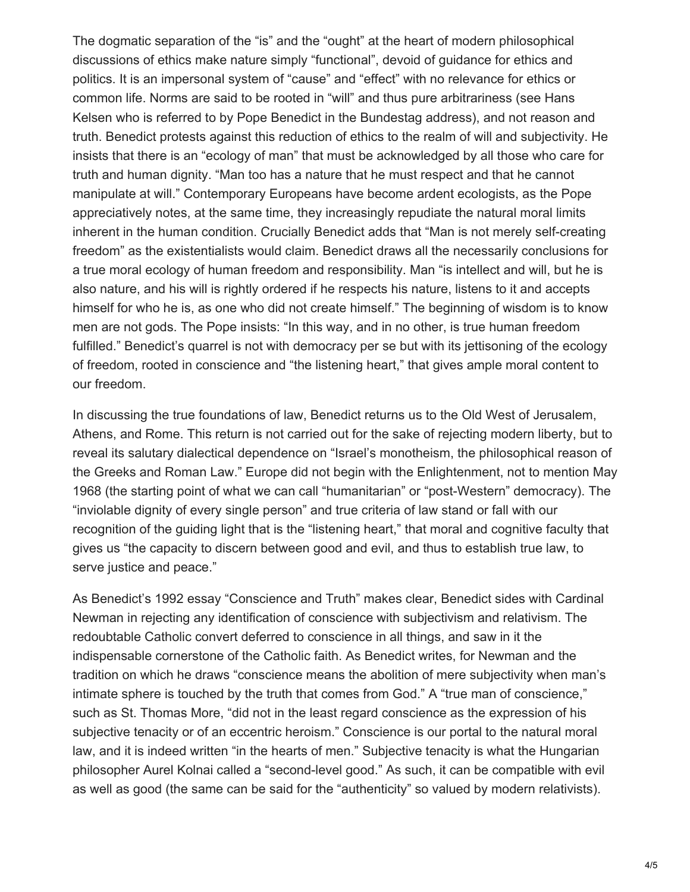The dogmatic separation of the “is” and the “ought” at the heart of modern philosophical discussions of ethics make nature simply “functional”, devoid of guidance for ethics and politics. It is an impersonal system of “cause” and “effect” with no relevance for ethics or common life. Norms are said to be rooted in “will” and thus pure arbitrariness (see Hans Kelsen who is referred to by Pope Benedict in the Bundestag address), and not reason and truth. Benedict protests against this reduction of ethics to the realm of will and subjectivity. He insists that there is an “ecology of man” that must be acknowledged by all those who care for truth and human dignity. “Man too has a nature that he must respect and that he cannot manipulate at will.” Contemporary Europeans have become ardent ecologists, as the Pope appreciatively notes, at the same time, they increasingly repudiate the natural moral limits inherent in the human condition. Crucially Benedict adds that “Man is not merely self-creating freedom” as the existentialists would claim. Benedict draws all the necessarily conclusions for a true moral ecology of human freedom and responsibility. Man “is intellect and will, but he is also nature, and his will is rightly ordered if he respects his nature, listens to it and accepts himself for who he is, as one who did not create himself.” The beginning of wisdom is to know men are not gods. The Pope insists: “In this way, and in no other, is true human freedom fulfilled.” Benedict’s quarrel is not with democracy per se but with its jettisoning of the ecology of freedom, rooted in conscience and “the listening heart,” that gives ample moral content to our freedom.

In discussing the true foundations of law, Benedict returns us to the Old West of Jerusalem, Athens, and Rome. This return is not carried out for the sake of rejecting modern liberty, but to reveal its salutary dialectical dependence on “Israel’s monotheism, the philosophical reason of the Greeks and Roman Law.” Europe did not begin with the Enlightenment, not to mention May 1968 (the starting point of what we can call “humanitarian” or “post-Western” democracy). The “inviolable dignity of every single person” and true criteria of law stand or fall with our recognition of the guiding light that is the “listening heart,” that moral and cognitive faculty that gives us “the capacity to discern between good and evil, and thus to establish true law, to serve justice and peace.”

As Benedict’s 1992 essay “Conscience and Truth” makes clear, Benedict sides with Cardinal Newman in rejecting any identification of conscience with subjectivism and relativism. The redoubtable Catholic convert deferred to conscience in all things, and saw in it the indispensable cornerstone of the Catholic faith. As Benedict writes, for Newman and the tradition on which he draws “conscience means the abolition of mere subjectivity when man’s intimate sphere is touched by the truth that comes from God.” A “true man of conscience,” such as St. Thomas More, “did not in the least regard conscience as the expression of his subjective tenacity or of an eccentric heroism.” Conscience is our portal to the natural moral law, and it is indeed written “in the hearts of men.” Subjective tenacity is what the Hungarian philosopher Aurel Kolnai called a “second-level good.” As such, it can be compatible with evil as well as good (the same can be said for the “authenticity” so valued by modern relativists).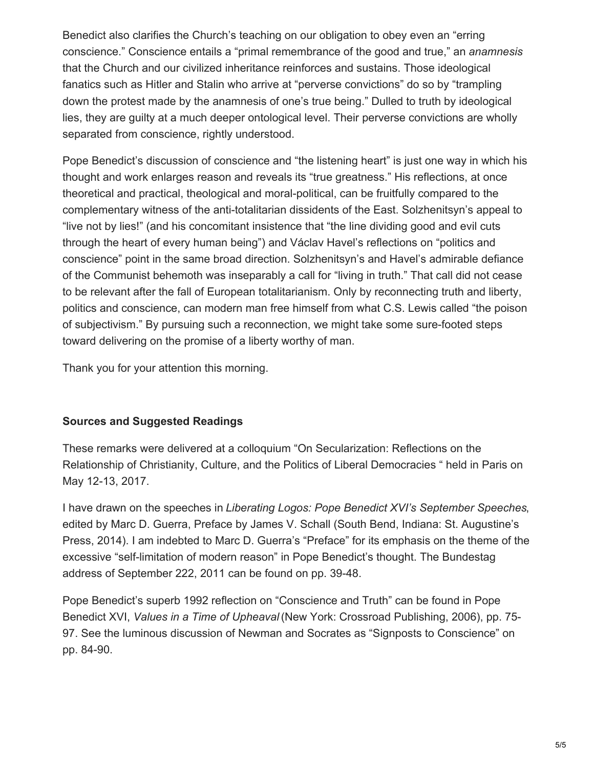Benedict also clarifies the Church's teaching on our obligation to obey even an "erring conscience." Conscience entails a "primal remembrance of the good and true," an *anamnesis* that the Church and our civilized inheritance reinforces and sustains. Those ideological fanatics such as Hitler and Stalin who arrive at "perverse convictions" do so by "trampling down the protest made by the anamnesis of one's true being." Dulled to truth by ideological lies, they are guilty at a much deeper ontological level. Their perverse convictions are wholly separated from conscience, rightly understood.

Pope Benedict's discussion of conscience and "the listening heart" is just one way in which his thought and work enlarges reason and reveals its "true greatness." His reflections, at once theoretical and practical, theological and moral-political, can be fruitfully compared to the complementary witness of the anti-totalitarian dissidents of the East. Solzhenitsyn's appeal to "live not by lies!" (and his concomitant insistence that "the line dividing good and evil cuts through the heart of every human being") and Václav Havel's reflections on "politics and conscience" point in the same broad direction. Solzhenitsyn's and Havel's admirable defiance of the Communist behemoth was inseparably a call for "living in truth." That call did not cease to be relevant after the fall of European totalitarianism. Only by reconnecting truth and liberty, politics and conscience, can modern man free himself from what C.S. Lewis called "the poison of subjectivism." By pursuing such a reconnection, we might take some sure-footed steps toward delivering on the promise of a liberty worthy of man.

Thank you for your attention this morning.

**Sources and Suggested Readings**

These remarks were delivered at a colloquium "On Secularization: Reflections on the Relationship of Christianity, Culture, and the Politics of Liberal Democracies " held in Paris on May 12-13, 2017.

I have drawn on the speeches in *Liberating Logos: Pope Benedict XVI's September Speeches*, edited by Marc D. Guerra, Preface by James V. Schall (South Bend, Indiana: St. Augustine's Press, 2014). I am indebted to Marc D. Guerra's "Preface" for its emphasis on the theme of the excessive "self-limitation of modern reason" in Pope Benedict's thought. The Bundestag address of September 222, 2011 can be found on pp. 39-48.

Pope Benedict's superb 1992 reflection on "Conscience and Truth" can be found in Pope Benedict XVI, *Values in a Time of Upheaval* (New York: Crossroad Publishing, 2006), pp. 75-97. See the luminous discussion of Newman and Socrates as "Signposts to Conscience" on pp. 84-90.